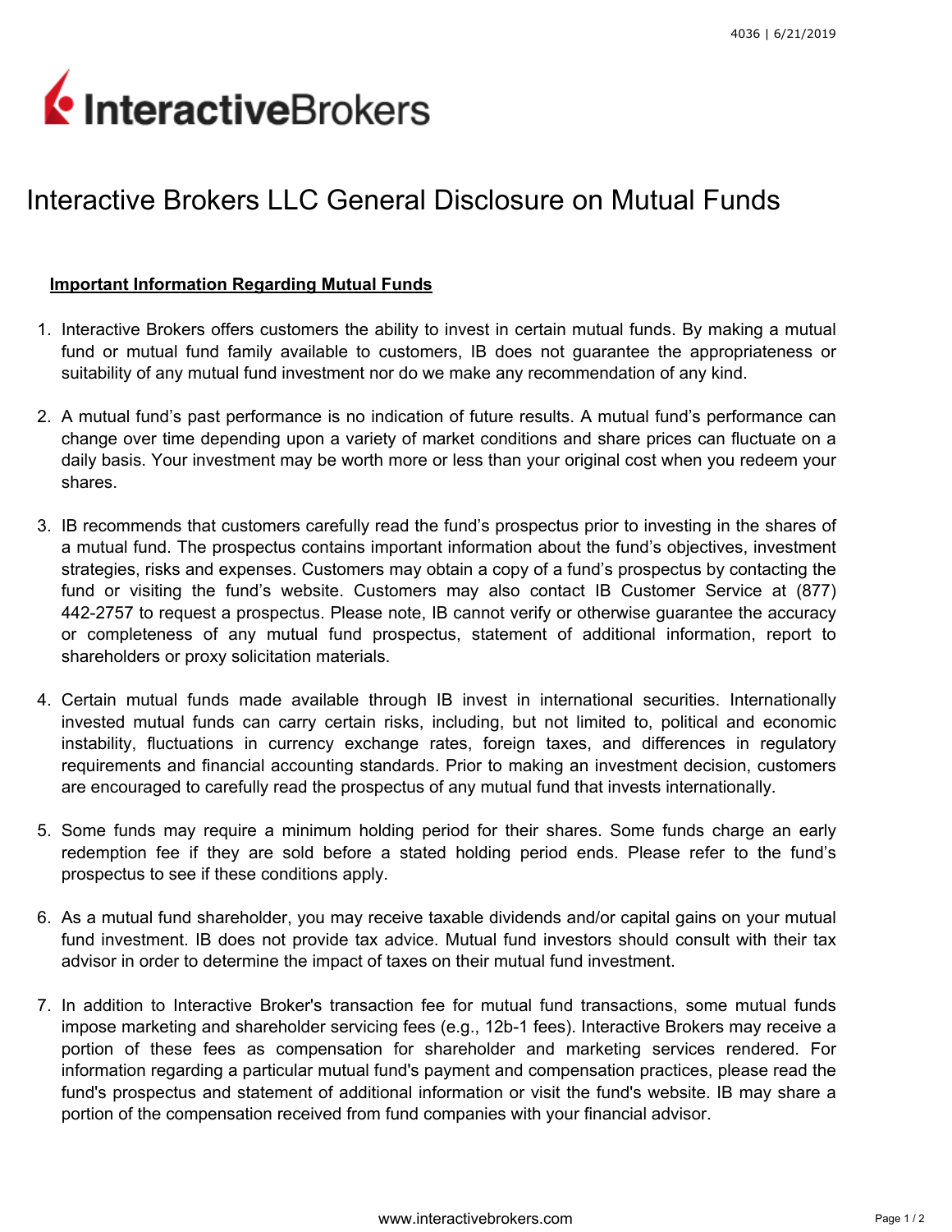# Interactive Brokers LLC General Disclosure on Mutual Funds

**Important Information Regarding Mutual Funds**

1. Interactive Brokers offers customers the ability to invest in certain mutual funds. By making a mutual fund or mutual fund family available to customers, IB does not guarantee the appropriateness or suitability of any mutual fund investment nor do we make any recommendation of any kind.

2. A mutual fund's past performance is no indication of future results. A mutual fund's performance can change over time depending upon a variety of market conditions and share prices can fluctuate on a daily basis. Your investment may be worth more or less than your original cost when you redeem your shares.

3. IB recommends that customers carefully read the fund's prospectus prior to investing in the shares of a mutual fund. The prospectus contains important information about the fund's objectives, investment strategies, risks and expenses. Customers may obtain a copy of a fund's prospectus by contacting the fund or visiting the fund's website. Customers may also contact IB Customer Service at (877) 442-2757 to request a prospectus. Please note, IB cannot verify or otherwise guarantee the accuracy or completeness of any mutual fund prospectus, statement of additional information, report to shareholders or proxy solicitation materials.

4. Certain mutual funds made available through IB invest in international securities. Internationally invested mutual funds can carry certain risks, including, but not limited to, political and economic instability, fluctuations in currency exchange rates, foreign taxes, and differences in regulatory requirements and financial accounting standards. Prior to making an investment decision, customers are encouraged to carefully read the prospectus of any mutual fund that invests internationally.

5. Some funds may require a minimum holding period for their shares. Some funds charge an early redemption fee if they are sold before a stated holding period ends. Please refer to the fund's prospectus to see if these conditions apply.

6. As a mutual fund shareholder, you may receive taxable dividends and/or capital gains on your mutual fund investment. IB does not provide tax advice. Mutual fund investors should consult with their tax advisor in order to determine the impact of taxes on their mutual fund investment.

7. In addition to Interactive Broker's transaction fee for mutual fund transactions, some mutual funds impose marketing and shareholder servicing fees (e.g., 12b-1 fees). Interactive Brokers may receive a portion of these fees as compensation for shareholder and marketing services rendered. For information regarding a particular mutual fund's payment and compensation practices, please read the fund's prospectus and statement of additional information or visit the fund's website. IB may share a portion of the compensation received from fund companies with your financial advisor.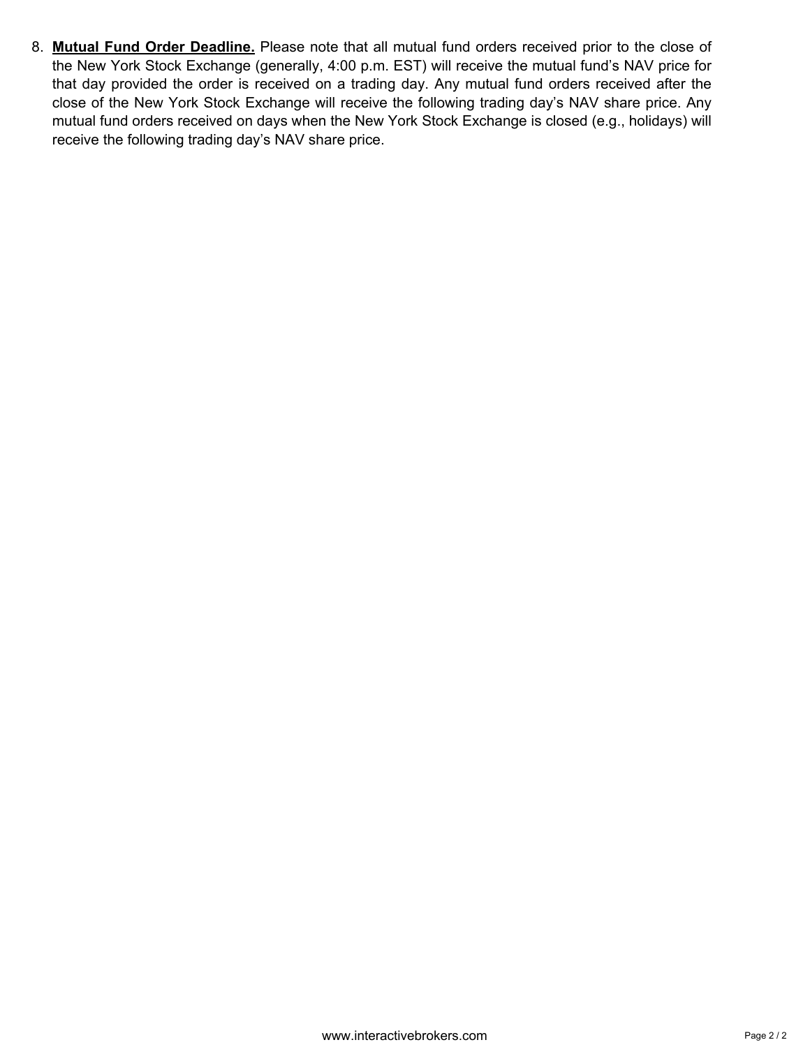8. **Mutual Fund Order Deadline.** Please note that all mutual fund orders received prior to the close of the New York Stock Exchange (generally, 4:00 p.m. EST) will receive the mutual fund's NAV price for that day provided the order is received on a trading day. Any mutual fund orders received after the close of the New York Stock Exchange will receive the following trading day's NAV share price. Any mutual fund orders received on days when the New York Stock Exchange is closed (e.g., holidays) will receive the following trading day's NAV share price.